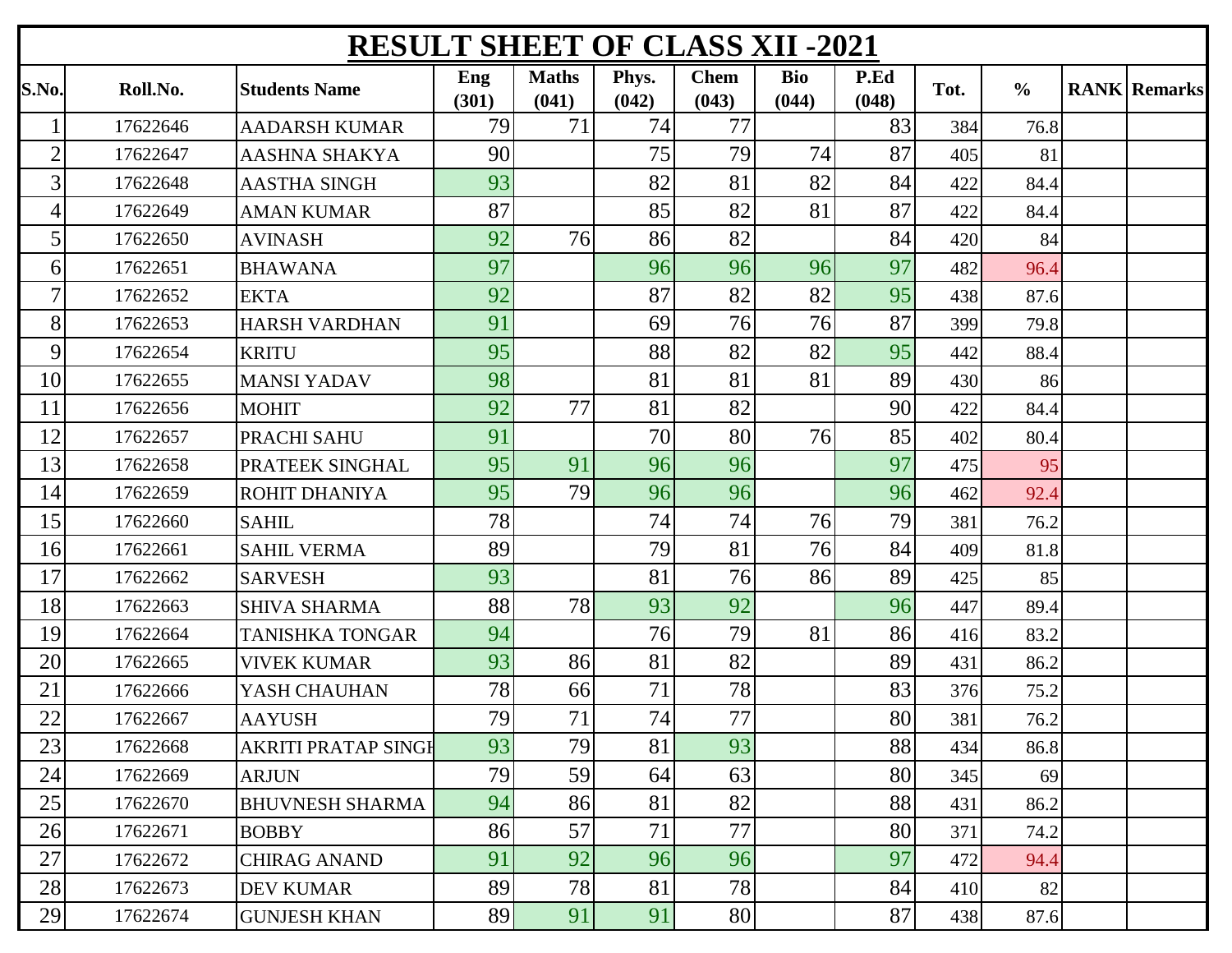# RESULT SHEET OF CLASS XII -2021

| S.No. | Roll.No. | Students Name | Eng (301) | Maths (041) | Phys. (042) | Chem (043) | Bio (044) | P.Ed (048) | Tot. | % | RANK | Remarks |
|---|---|---|---|---|---|---|---|---|---|---|---|---|
| 1 | 17622646 | AADARSH KUMAR | 79 | 71 | 74 | 77 | | 83 | 384 | 76.8 | | |
| 2 | 17622647 | AASHNA SHAKYA | 90 | | 75 | 79 | 74 | 87 | 405 | 81 | | |
| 3 | 17622648 | AASTHA SINGH | 93 | | 82 | 81 | 82 | 84 | 422 | 84.4 | | |
| 4 | 17622649 | AMAN KUMAR | 87 | | 85 | 82 | 81 | 87 | 422 | 84.4 | | |
| 5 | 17622650 | AVINASH | 92 | 76 | 86 | 82 | | 84 | 420 | 84 | | |
| 6 | 17622651 | BHAWANA | 97 | | 96 | 96 | 96 | 97 | 482 | 96.4 | | |
| 7 | 17622652 | EKTA | 92 | | 87 | 82 | 82 | 95 | 438 | 87.6 | | |
| 8 | 17622653 | HARSH VARDHAN | 91 | | 69 | 76 | 76 | 87 | 399 | 79.8 | | |
| 9 | 17622654 | KRITU | 95 | | 88 | 82 | 82 | 95 | 442 | 88.4 | | |
| 10 | 17622655 | MANSI YADAV | 98 | | 81 | 81 | 81 | 89 | 430 | 86 | | |
| 11 | 17622656 | MOHIT | 92 | 77 | 81 | 82 | | 90 | 422 | 84.4 | | |
| 12 | 17622657 | PRACHI SAHU | 91 | | 70 | 80 | 76 | 85 | 402 | 80.4 | | |
| 13 | 17622658 | PRATEEK SINGHAL | 95 | 91 | 96 | 96 | | 97 | 475 | 95 | | |
| 14 | 17622659 | ROHIT DHANIYA | 95 | 79 | 96 | 96 | | 96 | 462 | 92.4 | | |
| 15 | 17622660 | SAHIL | 78 | | 74 | 74 | 76 | 79 | 381 | 76.2 | | |
| 16 | 17622661 | SAHIL VERMA | 89 | | 79 | 81 | 76 | 84 | 409 | 81.8 | | |
| 17 | 17622662 | SARVESH | 93 | | 81 | 76 | 86 | 89 | 425 | 85 | | |
| 18 | 17622663 | SHIVA SHARMA | 88 | 78 | 93 | 92 | | 96 | 447 | 89.4 | | |
| 19 | 17622664 | TANISHKA TONGAR | 94 | | 76 | 79 | 81 | 86 | 416 | 83.2 | | |
| 20 | 17622665 | VIVEK KUMAR | 93 | 86 | 81 | 82 | | 89 | 431 | 86.2 | | |
| 21 | 17622666 | YASH CHAUHAN | 78 | 66 | 71 | 78 | | 83 | 376 | 75.2 | | |
| 22 | 17622667 | AAYUSH | 79 | 71 | 74 | 77 | | 80 | 381 | 76.2 | | |
| 23 | 17622668 | AKRITI PRATAP SINGH | 93 | 79 | 81 | 93 | | 88 | 434 | 86.8 | | |
| 24 | 17622669 | ARJUN | 79 | 59 | 64 | 63 | | 80 | 345 | 69 | | |
| 25 | 17622670 | BHUVNESH SHARMA | 94 | 86 | 81 | 82 | | 88 | 431 | 86.2 | | |
| 26 | 17622671 | BOBBY | 86 | 57 | 71 | 77 | | 80 | 371 | 74.2 | | |
| 27 | 17622672 | CHIRAG ANAND | 91 | 92 | 96 | 96 | | 97 | 472 | 94.4 | | |
| 28 | 17622673 | DEV KUMAR | 89 | 78 | 81 | 78 | | 84 | 410 | 82 | | |
| 29 | 17622674 | GUNJESH KHAN | 89 | 91 | 91 | 80 | | 87 | 438 | 87.6 | | |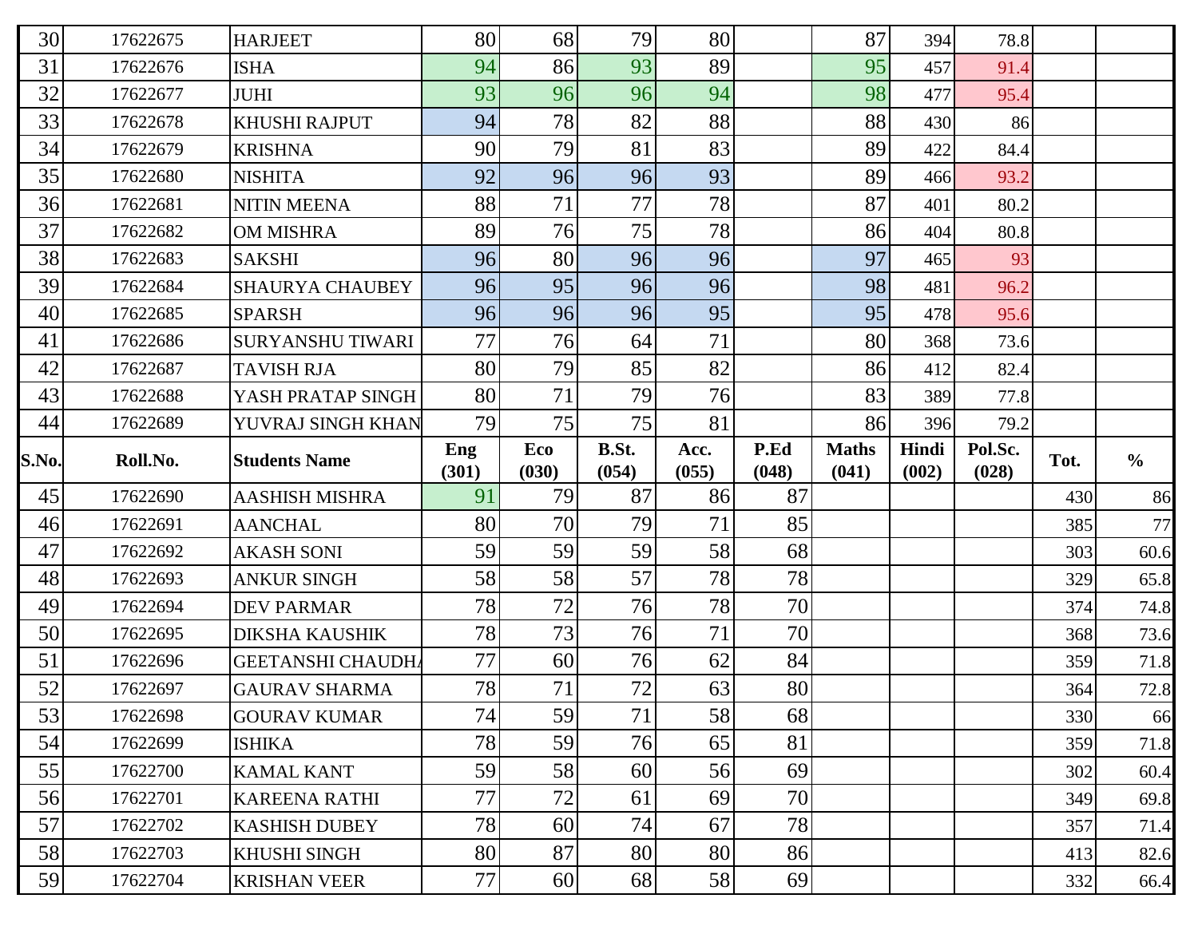| 30 | 17622675 | HARJEET | 80 | 68 | 79 | 80 | | 87 | 394 | 78.8 | | |
|---|---|---|---|---|---|---|---|---|---|---|---|---|
| 31 | 17622676 | ISHA | 94 | 86 | 93 | 89 | | 95 | 457 | 91.4 | | |
| 32 | 17622677 | JUHI | 93 | 96 | 96 | 94 | | 98 | 477 | 95.4 | | |
| 33 | 17622678 | KHUSHI RAJPUT | 94 | 78 | 82 | 88 | | 88 | 430 | 86 | | |
| 34 | 17622679 | KRISHNA | 90 | 79 | 81 | 83 | | 89 | 422 | 84.4 | | |
| 35 | 17622680 | NISHITA | 92 | 96 | 96 | 93 | | 89 | 466 | 93.2 | | |
| 36 | 17622681 | NITIN MEENA | 88 | 71 | 77 | 78 | | 87 | 401 | 80.2 | | |
| 37 | 17622682 | OM MISHRA | 89 | 76 | 75 | 78 | | 86 | 404 | 80.8 | | |
| 38 | 17622683 | SAKSHI | 96 | 80 | 96 | 96 | | 97 | 465 | 93 | | |
| 39 | 17622684 | SHAURYA CHAUBEY | 96 | 95 | 96 | 96 | | 98 | 481 | 96.2 | | |
| 40 | 17622685 | SPARSH | 96 | 96 | 96 | 95 | | 95 | 478 | 95.6 | | |
| 41 | 17622686 | SURYANSHU TIWARI | 77 | 76 | 64 | 71 | | 80 | 368 | 73.6 | | |
| 42 | 17622687 | TAVISH RJA | 80 | 79 | 85 | 82 | | 86 | 412 | 82.4 | | |
| 43 | 17622688 | YASH PRATAP SINGH | 80 | 71 | 79 | 76 | | 83 | 389 | 77.8 | | |
| 44 | 17622689 | YUVRAJ SINGH KHAN | 79 | 75 | 75 | 81 | | 86 | 396 | 79.2 | | |

| S.No. | Roll.No. | Students Name | Eng (301) | Eco (030) | B.St. (054) | Acc. (055) | P.Ed (048) | Maths (041) | Hindi (002) | Pol.Sc. (028) | Tot. | % |
|---|---|---|---|---|---|---|---|---|---|---|---|---|
| 45 | 17622690 | AASHISH MISHRA | 91 | 79 | 87 | 86 | 87 | | | | 430 | 86 |
| 46 | 17622691 | AANCHAL | 80 | 70 | 79 | 71 | 85 | | | | 385 | 77 |
| 47 | 17622692 | AKASH SONI | 59 | 59 | 59 | 58 | 68 | | | | 303 | 60.6 |
| 48 | 17622693 | ANKUR SINGH | 58 | 58 | 57 | 78 | 78 | | | | 329 | 65.8 |
| 49 | 17622694 | DEV PARMAR | 78 | 72 | 76 | 78 | 70 | | | | 374 | 74.8 |
| 50 | 17622695 | DIKSHA KAUSHIK | 78 | 73 | 76 | 71 | 70 | | | | 368 | 73.6 |
| 51 | 17622696 | GEETANSHI CHAUDHA | 77 | 60 | 76 | 62 | 84 | | | | 359 | 71.8 |
| 52 | 17622697 | GAURAV SHARMA | 78 | 71 | 72 | 63 | 80 | | | | 364 | 72.8 |
| 53 | 17622698 | GOURAV KUMAR | 74 | 59 | 71 | 58 | 68 | | | | 330 | 66 |
| 54 | 17622699 | ISHIKA | 78 | 59 | 76 | 65 | 81 | | | | 359 | 71.8 |
| 55 | 17622700 | KAMAL KANT | 59 | 58 | 60 | 56 | 69 | | | | 302 | 60.4 |
| 56 | 17622701 | KAREENA RATHI | 77 | 72 | 61 | 69 | 70 | | | | 349 | 69.8 |
| 57 | 17622702 | KASHISH DUBEY | 78 | 60 | 74 | 67 | 78 | | | | 357 | 71.4 |
| 58 | 17622703 | KHUSHI SINGH | 80 | 87 | 80 | 80 | 86 | | | | 413 | 82.6 |
| 59 | 17622704 | KRISHAN VEER | 77 | 60 | 68 | 58 | 69 | | | | 332 | 66.4 |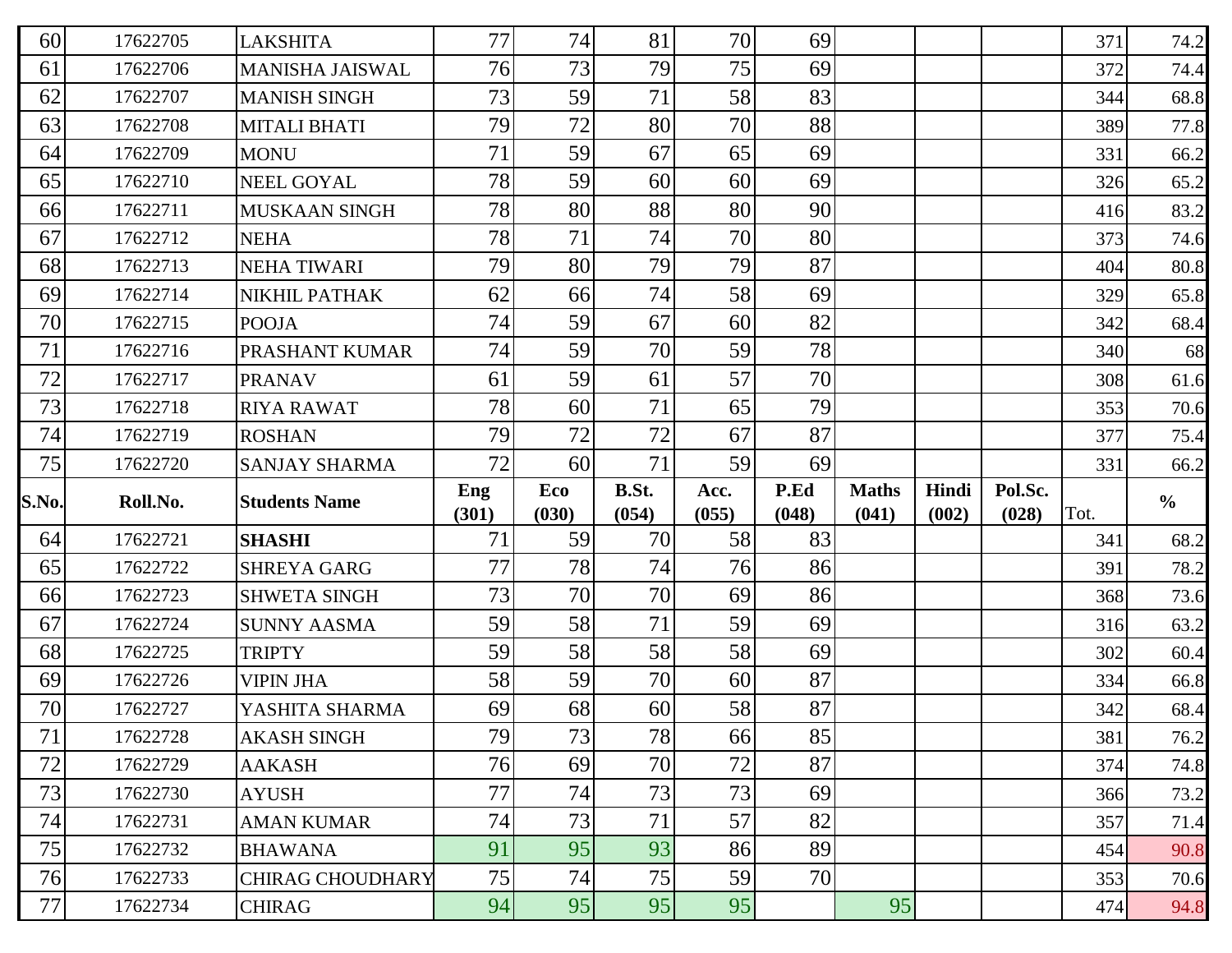| S.No. | Roll.No. | Students Name | Eng (301) | Eco (030) | B.St. (054) | Acc. (055) | P.Ed (048) | Maths (041) | Hindi (002) | Pol.Sc. (028) | Tot. | % |
|---|---|---|---|---|---|---|---|---|---|---|---|---|
| 60 | 17622705 | LAKSHITA | 77 | 74 | 81 | 70 | 69 | | | | 371 | 74.2 |
| 61 | 17622706 | MANISHA JAISWAL | 76 | 73 | 79 | 75 | 69 | | | | 372 | 74.4 |
| 62 | 17622707 | MANISH SINGH | 73 | 59 | 71 | 58 | 83 | | | | 344 | 68.8 |
| 63 | 17622708 | MITALI BHATI | 79 | 72 | 80 | 70 | 88 | | | | 389 | 77.8 |
| 64 | 17622709 | MONU | 71 | 59 | 67 | 65 | 69 | | | | 331 | 66.2 |
| 65 | 17622710 | NEEL GOYAL | 78 | 59 | 60 | 60 | 69 | | | | 326 | 65.2 |
| 66 | 17622711 | MUSKAAN SINGH | 78 | 80 | 88 | 80 | 90 | | | | 416 | 83.2 |
| 67 | 17622712 | NEHA | 78 | 71 | 74 | 70 | 80 | | | | 373 | 74.6 |
| 68 | 17622713 | NEHA TIWARI | 79 | 80 | 79 | 79 | 87 | | | | 404 | 80.8 |
| 69 | 17622714 | NIKHIL PATHAK | 62 | 66 | 74 | 58 | 69 | | | | 329 | 65.8 |
| 70 | 17622715 | POOJA | 74 | 59 | 67 | 60 | 82 | | | | 342 | 68.4 |
| 71 | 17622716 | PRASHANT KUMAR | 74 | 59 | 70 | 59 | 78 | | | | 340 | 68 |
| 72 | 17622717 | PRANAV | 61 | 59 | 61 | 57 | 70 | | | | 308 | 61.6 |
| 73 | 17622718 | RIYA RAWAT | 78 | 60 | 71 | 65 | 79 | | | | 353 | 70.6 |
| 74 | 17622719 | ROSHAN | 79 | 72 | 72 | 67 | 87 | | | | 377 | 75.4 |
| 75 | 17622720 | SANJAY SHARMA | 72 | 60 | 71 | 59 | 69 | | | | 331 | 66.2 |
| 64 | 17622721 | **SHASHI** | 71 | 59 | 70 | 58 | 83 | | | | 341 | 68.2 |
| 65 | 17622722 | SHREYA GARG | 77 | 78 | 74 | 76 | 86 | | | | 391 | 78.2 |
| 66 | 17622723 | SHWETA SINGH | 73 | 70 | 70 | 69 | 86 | | | | 368 | 73.6 |
| 67 | 17622724 | SUNNY AASMA | 59 | 58 | 71 | 59 | 69 | | | | 316 | 63.2 |
| 68 | 17622725 | TRIPTY | 59 | 58 | 58 | 58 | 69 | | | | 302 | 60.4 |
| 69 | 17622726 | VIPIN JHA | 58 | 59 | 70 | 60 | 87 | | | | 334 | 66.8 |
| 70 | 17622727 | YASHITA SHARMA | 69 | 68 | 60 | 58 | 87 | | | | 342 | 68.4 |
| 71 | 17622728 | AKASH SINGH | 79 | 73 | 78 | 66 | 85 | | | | 381 | 76.2 |
| 72 | 17622729 | AAKASH | 76 | 69 | 70 | 72 | 87 | | | | 374 | 74.8 |
| 73 | 17622730 | AYUSH | 77 | 74 | 73 | 73 | 69 | | | | 366 | 73.2 |
| 74 | 17622731 | AMAN KUMAR | 74 | 73 | 71 | 57 | 82 | | | | 357 | 71.4 |
| 75 | 17622732 | BHAWANA | 91 | 95 | 93 | 86 | 89 | | | | 454 | 90.8 |
| 76 | 17622733 | CHIRAG CHOUDHARY | 75 | 74 | 75 | 59 | 70 | | | | 353 | 70.6 |
| 77 | 17622734 | CHIRAG | 94 | 95 | 95 | 95 | | 95 | | | 474 | 94.8 |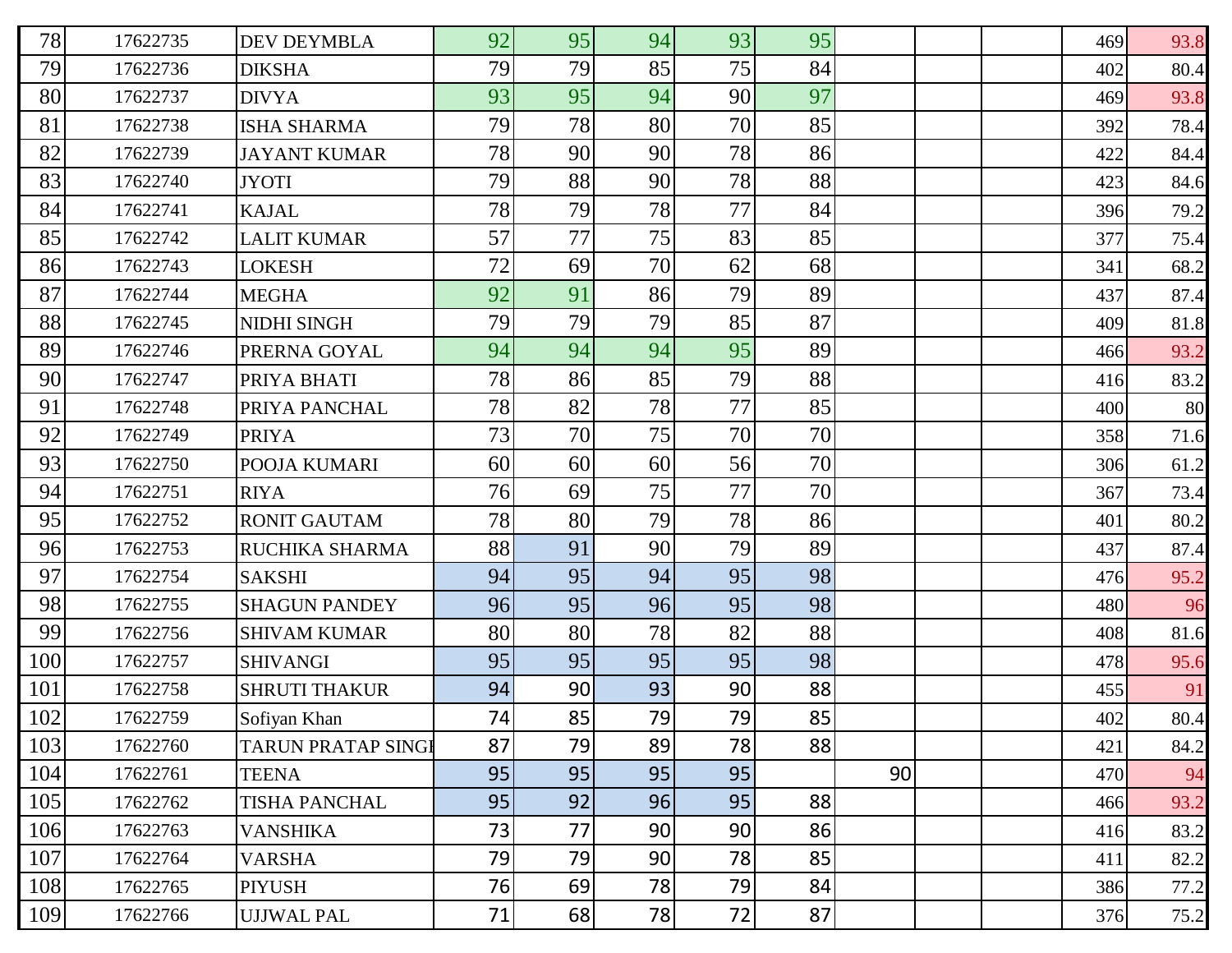| | | | | | | | | | | | |
|---|---|---|---|---|---|---|---|---|---|---|---|
| 78 | 17622735 | DEV DEYMBLA | 92 | 95 | 94 | 93 | 95 | | | | 469 | 93.8 |
| 79 | 17622736 | DIKSHA | 79 | 79 | 85 | 75 | 84 | | | | 402 | 80.4 |
| 80 | 17622737 | DIVYA | 93 | 95 | 94 | 90 | 97 | | | | 469 | 93.8 |
| 81 | 17622738 | ISHA SHARMA | 79 | 78 | 80 | 70 | 85 | | | | 392 | 78.4 |
| 82 | 17622739 | JAYANT KUMAR | 78 | 90 | 90 | 78 | 86 | | | | 422 | 84.4 |
| 83 | 17622740 | JYOTI | 79 | 88 | 90 | 78 | 88 | | | | 423 | 84.6 |
| 84 | 17622741 | KAJAL | 78 | 79 | 78 | 77 | 84 | | | | 396 | 79.2 |
| 85 | 17622742 | LALIT KUMAR | 57 | 77 | 75 | 83 | 85 | | | | 377 | 75.4 |
| 86 | 17622743 | LOKESH | 72 | 69 | 70 | 62 | 68 | | | | 341 | 68.2 |
| 87 | 17622744 | MEGHA | 92 | 91 | 86 | 79 | 89 | | | | 437 | 87.4 |
| 88 | 17622745 | NIDHI SINGH | 79 | 79 | 79 | 85 | 87 | | | | 409 | 81.8 |
| 89 | 17622746 | PRERNA GOYAL | 94 | 94 | 94 | 95 | 89 | | | | 466 | 93.2 |
| 90 | 17622747 | PRIYA BHATI | 78 | 86 | 85 | 79 | 88 | | | | 416 | 83.2 |
| 91 | 17622748 | PRIYA PANCHAL | 78 | 82 | 78 | 77 | 85 | | | | 400 | 80 |
| 92 | 17622749 | PRIYA | 73 | 70 | 75 | 70 | 70 | | | | 358 | 71.6 |
| 93 | 17622750 | POOJA KUMARI | 60 | 60 | 60 | 56 | 70 | | | | 306 | 61.2 |
| 94 | 17622751 | RIYA | 76 | 69 | 75 | 77 | 70 | | | | 367 | 73.4 |
| 95 | 17622752 | RONIT GAUTAM | 78 | 80 | 79 | 78 | 86 | | | | 401 | 80.2 |
| 96 | 17622753 | RUCHIKA SHARMA | 88 | 91 | 90 | 79 | 89 | | | | 437 | 87.4 |
| 97 | 17622754 | SAKSHI | 94 | 95 | 94 | 95 | 98 | | | | 476 | 95.2 |
| 98 | 17622755 | SHAGUN PANDEY | 96 | 95 | 96 | 95 | 98 | | | | 480 | 96 |
| 99 | 17622756 | SHIVAM KUMAR | 80 | 80 | 78 | 82 | 88 | | | | 408 | 81.6 |
| 100 | 17622757 | SHIVANGI | 95 | 95 | 95 | 95 | 98 | | | | 478 | 95.6 |
| 101 | 17622758 | SHRUTI THAKUR | 94 | 90 | 93 | 90 | 88 | | | | 455 | 91 |
| 102 | 17622759 | Sofiyan Khan | 74 | 85 | 79 | 79 | 85 | | | | 402 | 80.4 |
| 103 | 17622760 | TARUN PRATAP SINGH | 87 | 79 | 89 | 78 | 88 | | | | 421 | 84.2 |
| 104 | 17622761 | TEENA | 95 | 95 | 95 | 95 | | 90 | | | 470 | 94 |
| 105 | 17622762 | TISHA PANCHAL | 95 | 92 | 96 | 95 | 88 | | | | 466 | 93.2 |
| 106 | 17622763 | VANSHIKA | 73 | 77 | 90 | 90 | 86 | | | | 416 | 83.2 |
| 107 | 17622764 | VARSHA | 79 | 79 | 90 | 78 | 85 | | | | 411 | 82.2 |
| 108 | 17622765 | PIYUSH | 76 | 69 | 78 | 79 | 84 | | | | 386 | 77.2 |
| 109 | 17622766 | UJJWAL PAL | 71 | 68 | 78 | 72 | 87 | | | | 376 | 75.2 |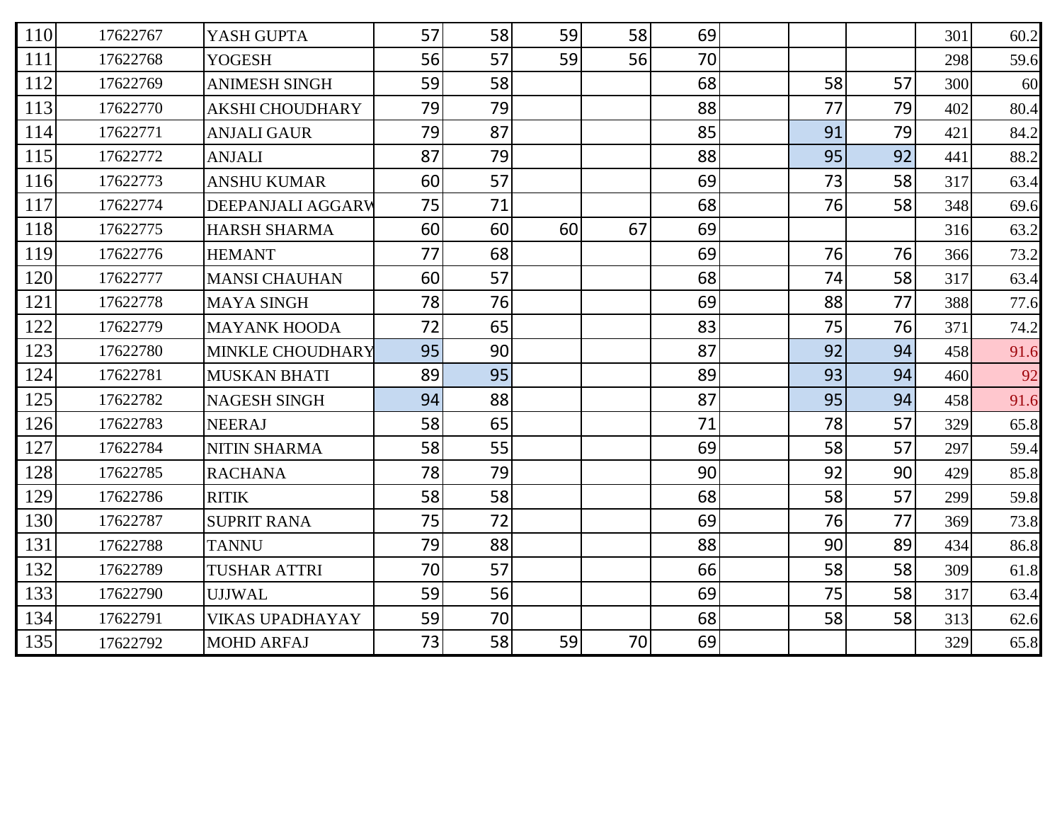| | | | | | | | | | | | | |
|---|---|---|---|---|---|---|---|---|---|---|---|---|
| 110 | 17622767 | YASH GUPTA | 57 | 58 | 59 | 58 | 69 | | | | 301 | 60.2 |
| 111 | 17622768 | YOGESH | 56 | 57 | 59 | 56 | 70 | | | | 298 | 59.6 |
| 112 | 17622769 | ANIMESH SINGH | 59 | 58 | | | 68 | | 58 | 57 | 300 | 60 |
| 113 | 17622770 | AKSHI CHOUDHARY | 79 | 79 | | | 88 | | 77 | 79 | 402 | 80.4 |
| 114 | 17622771 | ANJALI GAUR | 79 | 87 | | | 85 | | 91 | 79 | 421 | 84.2 |
| 115 | 17622772 | ANJALI | 87 | 79 | | | 88 | | 95 | 92 | 441 | 88.2 |
| 116 | 17622773 | ANSHU KUMAR | 60 | 57 | | | 69 | | 73 | 58 | 317 | 63.4 |
| 117 | 17622774 | DEEPANJALI AGGARW | 75 | 71 | | | 68 | | 76 | 58 | 348 | 69.6 |
| 118 | 17622775 | HARSH SHARMA | 60 | 60 | 60 | 67 | 69 | | | | 316 | 63.2 |
| 119 | 17622776 | HEMANT | 77 | 68 | | | 69 | | 76 | 76 | 366 | 73.2 |
| 120 | 17622777 | MANSI CHAUHAN | 60 | 57 | | | 68 | | 74 | 58 | 317 | 63.4 |
| 121 | 17622778 | MAYA SINGH | 78 | 76 | | | 69 | | 88 | 77 | 388 | 77.6 |
| 122 | 17622779 | MAYANK HOODA | 72 | 65 | | | 83 | | 75 | 76 | 371 | 74.2 |
| 123 | 17622780 | MINKLE CHOUDHARY | 95 | 90 | | | 87 | | 92 | 94 | 458 | 91.6 |
| 124 | 17622781 | MUSKAN BHATI | 89 | 95 | | | 89 | | 93 | 94 | 460 | 92 |
| 125 | 17622782 | NAGESH SINGH | 94 | 88 | | | 87 | | 95 | 94 | 458 | 91.6 |
| 126 | 17622783 | NEERAJ | 58 | 65 | | | 71 | | 78 | 57 | 329 | 65.8 |
| 127 | 17622784 | NITIN SHARMA | 58 | 55 | | | 69 | | 58 | 57 | 297 | 59.4 |
| 128 | 17622785 | RACHANA | 78 | 79 | | | 90 | | 92 | 90 | 429 | 85.8 |
| 129 | 17622786 | RITIK | 58 | 58 | | | 68 | | 58 | 57 | 299 | 59.8 |
| 130 | 17622787 | SUPRIT RANA | 75 | 72 | | | 69 | | 76 | 77 | 369 | 73.8 |
| 131 | 17622788 | TANNU | 79 | 88 | | | 88 | | 90 | 89 | 434 | 86.8 |
| 132 | 17622789 | TUSHAR ATTRI | 70 | 57 | | | 66 | | 58 | 58 | 309 | 61.8 |
| 133 | 17622790 | UJJWAL | 59 | 56 | | | 69 | | 75 | 58 | 317 | 63.4 |
| 134 | 17622791 | VIKAS UPADHAYAY | 59 | 70 | | | 68 | | 58 | 58 | 313 | 62.6 |
| 135 | 17622792 | MOHD ARFAJ | 73 | 58 | 59 | 70 | 69 | | | | 329 | 65.8 |